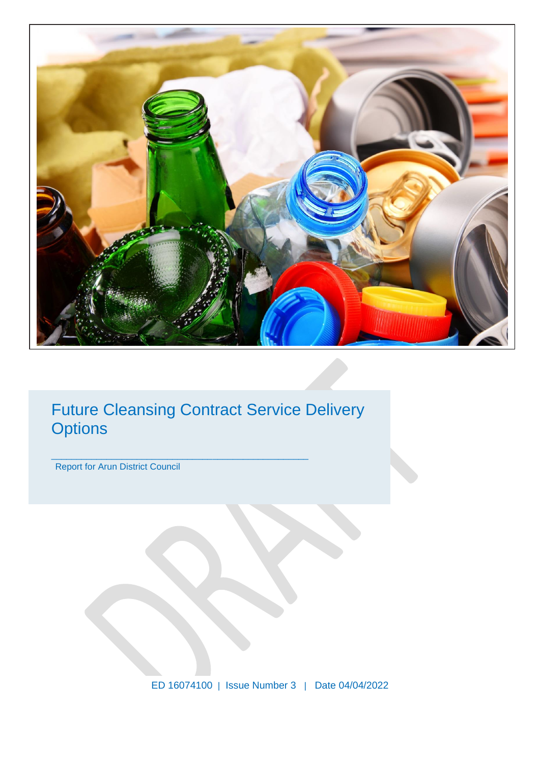# Future Cleansing Contract Service Delivery Options

Report for Arun District Council

ED 16074100 | Issue Number 3 | Date 04/04/2022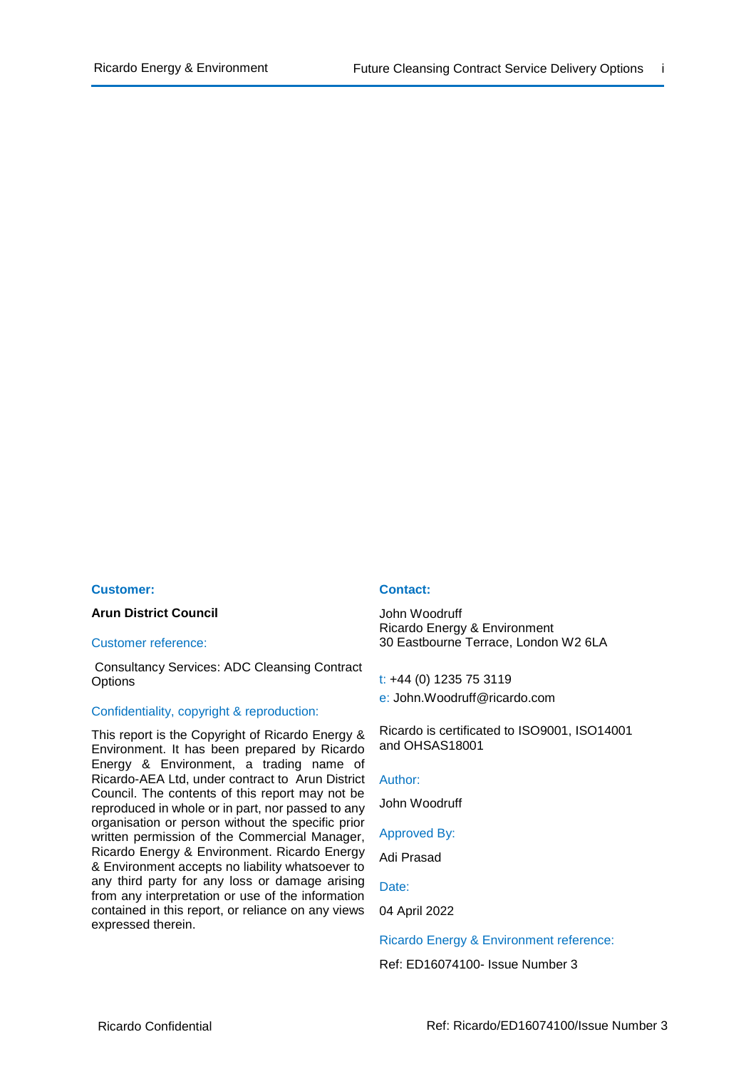**Customer:**

**Arun District Council**

Customer reference:

Consultancy Services: ADC Cleansing Contract Options

Confidentiality, copyright & reproduction:

This report is the Copyright of Ricardo Energy & Environment. It has been prepared by Ricardo Energy & Environment, a trading name of Ricardo-AEA Ltd, under contract to Arun District Council. The contents of this report may not be reproduced in whole or in part, nor passed to any organisation or person without the specific prior written permission of the Commercial Manager, Ricardo Energy & Environment. Ricardo Energy & Environment accepts no liability whatsoever to any third party for any loss or damage arising from any interpretation or use of the information contained in this report, or reliance on any views expressed therein.

**Contact:**

John Woodruff
Ricardo Energy & Environment
30 Eastbourne Terrace, London W2 6LA

t: +44 (0) 1235 75 3119

e: John.Woodruff@ricardo.com

Ricardo is certificated to ISO9001, ISO14001 and OHSAS18001

Author:

John Woodruff

Approved By:

Adi Prasad

Date:

04 April 2022

Ricardo Energy & Environment reference:

Ref: ED16074100- Issue Number 3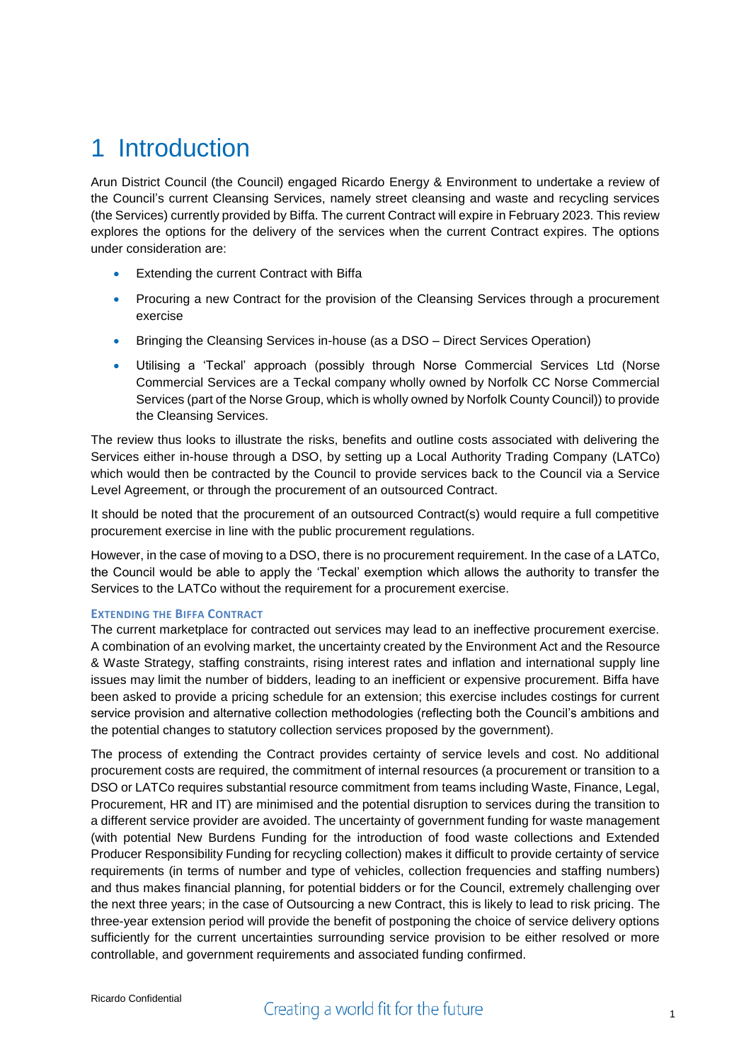# 1 Introduction

Arun District Council (the Council) engaged Ricardo Energy & Environment to undertake a review of the Council's current Cleansing Services, namely street cleansing and waste and recycling services (the Services) currently provided by Biffa. The current Contract will expire in February 2023. This review explores the options for the delivery of the services when the current Contract expires. The options under consideration are:

- Extending the current Contract with Biffa
- Procuring a new Contract for the provision of the Cleansing Services through a procurement exercise
- Bringing the Cleansing Services in-house (as a DSO – Direct Services Operation)
- Utilising a 'Teckal' approach (possibly through Norse Commercial Services Ltd (Norse Commercial Services are a Teckal company wholly owned by Norfolk CC Norse Commercial Services (part of the Norse Group, which is wholly owned by Norfolk County Council)) to provide the Cleansing Services.

The review thus looks to illustrate the risks, benefits and outline costs associated with delivering the Services either in-house through a DSO, by setting up a Local Authority Trading Company (LATCo) which would then be contracted by the Council to provide services back to the Council via a Service Level Agreement, or through the procurement of an outsourced Contract.

It should be noted that the procurement of an outsourced Contract(s) would require a full competitive procurement exercise in line with the public procurement regulations.

However, in the case of moving to a DSO, there is no procurement requirement. In the case of a LATCo, the Council would be able to apply the 'Teckal' exemption which allows the authority to transfer the Services to the LATCo without the requirement for a procurement exercise.

### Extending the Biffa Contract

The current marketplace for contracted out services may lead to an ineffective procurement exercise. A combination of an evolving market, the uncertainty created by the Environment Act and the Resource & Waste Strategy, staffing constraints, rising interest rates and inflation and international supply line issues may limit the number of bidders, leading to an inefficient or expensive procurement. Biffa have been asked to provide a pricing schedule for an extension; this exercise includes costings for current service provision and alternative collection methodologies (reflecting both the Council's ambitions and the potential changes to statutory collection services proposed by the government).

The process of extending the Contract provides certainty of service levels and cost. No additional procurement costs are required, the commitment of internal resources (a procurement or transition to a DSO or LATCo requires substantial resource commitment from teams including Waste, Finance, Legal, Procurement, HR and IT) are minimised and the potential disruption to services during the transition to a different service provider are avoided. The uncertainty of government funding for waste management (with potential New Burdens Funding for the introduction of food waste collections and Extended Producer Responsibility Funding for recycling collection) makes it difficult to provide certainty of service requirements (in terms of number and type of vehicles, collection frequencies and staffing numbers) and thus makes financial planning, for potential bidders or for the Council, extremely challenging over the next three years; in the case of Outsourcing a new Contract, this is likely to lead to risk pricing. The three-year extension period will provide the benefit of postponing the choice of service delivery options sufficiently for the current uncertainties surrounding service provision to be either resolved or more controllable, and government requirements and associated funding confirmed.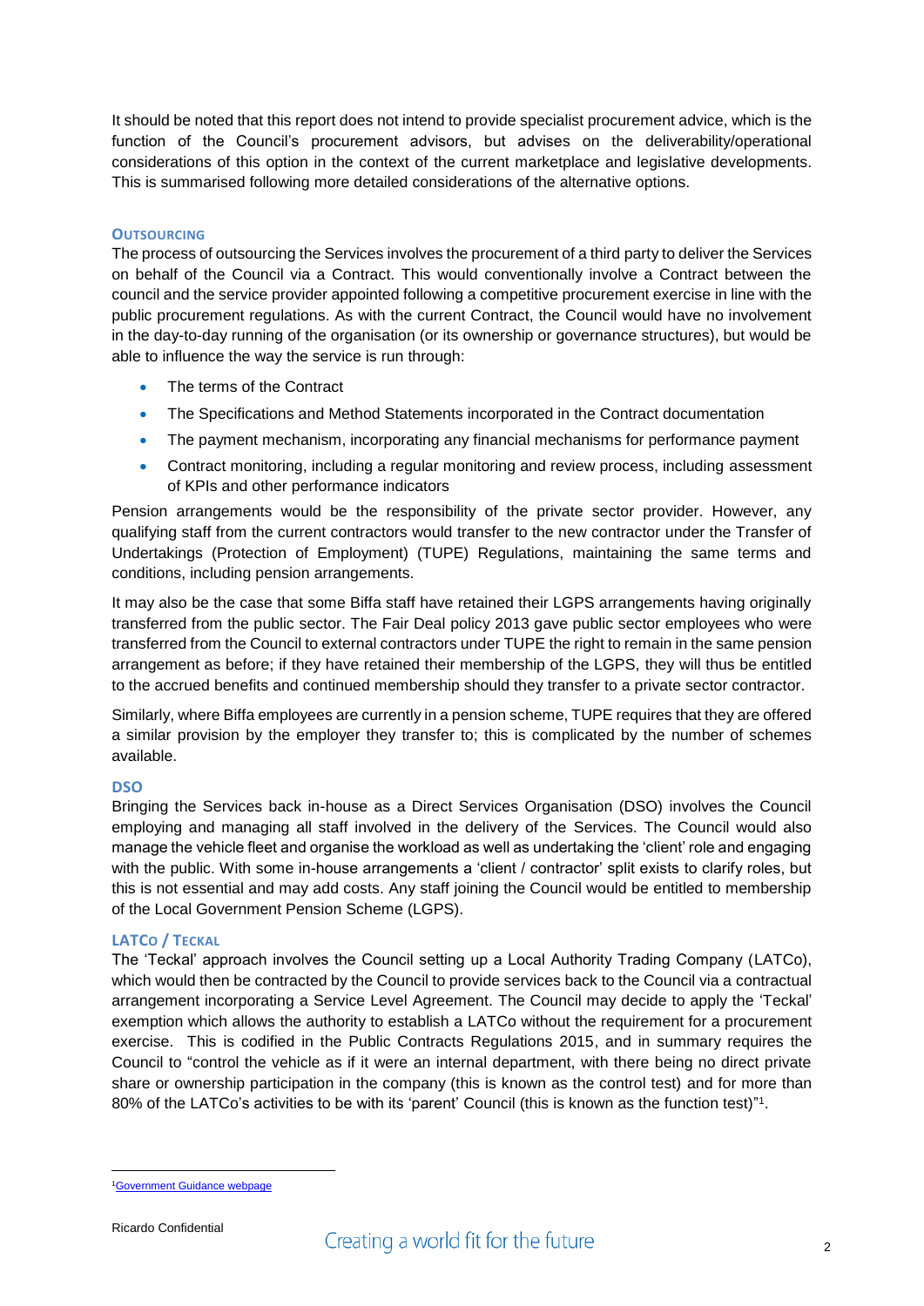It should be noted that this report does not intend to provide specialist procurement advice, which is the function of the Council's procurement advisors, but advises on the deliverability/operational considerations of this option in the context of the current marketplace and legislative developments. This is summarised following more detailed considerations of the alternative options.

### OUTSOURCING

The process of outsourcing the Services involves the procurement of a third party to deliver the Services on behalf of the Council via a Contract. This would conventionally involve a Contract between the council and the service provider appointed following a competitive procurement exercise in line with the public procurement regulations. As with the current Contract, the Council would have no involvement in the day-to-day running of the organisation (or its ownership or governance structures), but would be able to influence the way the service is run through:

- The terms of the Contract
- The Specifications and Method Statements incorporated in the Contract documentation
- The payment mechanism, incorporating any financial mechanisms for performance payment
- Contract monitoring, including a regular monitoring and review process, including assessment of KPIs and other performance indicators

Pension arrangements would be the responsibility of the private sector provider. However, any qualifying staff from the current contractors would transfer to the new contractor under the Transfer of Undertakings (Protection of Employment) (TUPE) Regulations, maintaining the same terms and conditions, including pension arrangements.

It may also be the case that some Biffa staff have retained their LGPS arrangements having originally transferred from the public sector. The Fair Deal policy 2013 gave public sector employees who were transferred from the Council to external contractors under TUPE the right to remain in the same pension arrangement as before; if they have retained their membership of the LGPS, they will thus be entitled to the accrued benefits and continued membership should they transfer to a private sector contractor.

Similarly, where Biffa employees are currently in a pension scheme, TUPE requires that they are offered a similar provision by the employer they transfer to; this is complicated by the number of schemes available.

### DSO

Bringing the Services back in-house as a Direct Services Organisation (DSO) involves the Council employing and managing all staff involved in the delivery of the Services. The Council would also manage the vehicle fleet and organise the workload as well as undertaking the 'client' role and engaging with the public. With some in-house arrangements a 'client / contractor' split exists to clarify roles, but this is not essential and may add costs. Any staff joining the Council would be entitled to membership of the Local Government Pension Scheme (LGPS).

### LATCO / TECKAL

The 'Teckal' approach involves the Council setting up a Local Authority Trading Company (LATCo), which would then be contracted by the Council to provide services back to the Council via a contractual arrangement incorporating a Service Level Agreement. The Council may decide to apply the 'Teckal' exemption which allows the authority to establish a LATCo without the requirement for a procurement exercise. This is codified in the Public Contracts Regulations 2015, and in summary requires the Council to "control the vehicle as if it were an internal department, with there being no direct private share or ownership participation in the company (this is known as the control test) and for more than 80% of the LATCo's activities to be with its 'parent' Council (this is known as the function test)"[1].

---

[1] Government Guidance webpage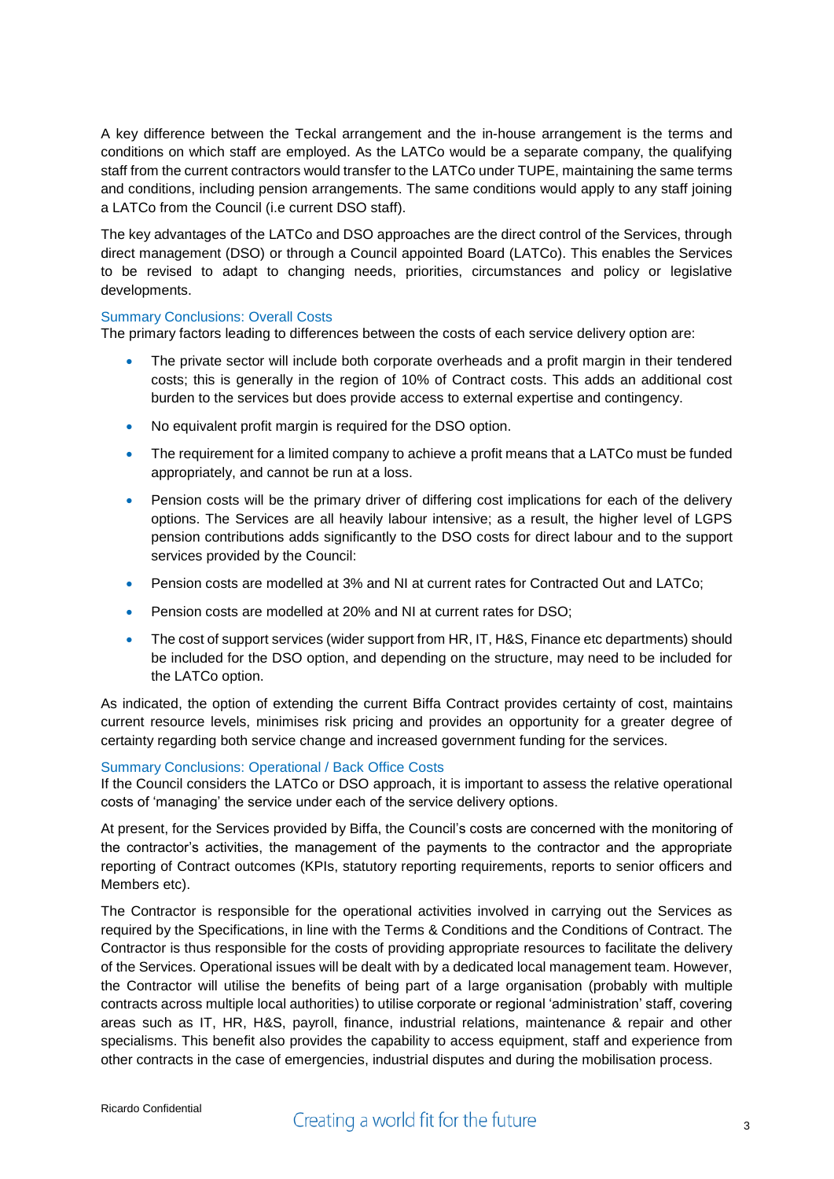A key difference between the Teckal arrangement and the in-house arrangement is the terms and conditions on which staff are employed. As the LATCo would be a separate company, the qualifying staff from the current contractors would transfer to the LATCo under TUPE, maintaining the same terms and conditions, including pension arrangements. The same conditions would apply to any staff joining a LATCo from the Council (i.e current DSO staff).

The key advantages of the LATCo and DSO approaches are the direct control of the Services, through direct management (DSO) or through a Council appointed Board (LATCo). This enables the Services to be revised to adapt to changing needs, priorities, circumstances and policy or legislative developments.

### Summary Conclusions: Overall Costs

The primary factors leading to differences between the costs of each service delivery option are:

- The private sector will include both corporate overheads and a profit margin in their tendered costs; this is generally in the region of 10% of Contract costs. This adds an additional cost burden to the services but does provide access to external expertise and contingency.
- No equivalent profit margin is required for the DSO option.
- The requirement for a limited company to achieve a profit means that a LATCo must be funded appropriately, and cannot be run at a loss.
- Pension costs will be the primary driver of differing cost implications for each of the delivery options. The Services are all heavily labour intensive; as a result, the higher level of LGPS pension contributions adds significantly to the DSO costs for direct labour and to the support services provided by the Council:
- Pension costs are modelled at 3% and NI at current rates for Contracted Out and LATCo;
- Pension costs are modelled at 20% and NI at current rates for DSO;
- The cost of support services (wider support from HR, IT, H&S, Finance etc departments) should be included for the DSO option, and depending on the structure, may need to be included for the LATCo option.

As indicated, the option of extending the current Biffa Contract provides certainty of cost, maintains current resource levels, minimises risk pricing and provides an opportunity for a greater degree of certainty regarding both service change and increased government funding for the services.

### Summary Conclusions: Operational / Back Office Costs

If the Council considers the LATCo or DSO approach, it is important to assess the relative operational costs of 'managing' the service under each of the service delivery options.

At present, for the Services provided by Biffa, the Council's costs are concerned with the monitoring of the contractor's activities, the management of the payments to the contractor and the appropriate reporting of Contract outcomes (KPIs, statutory reporting requirements, reports to senior officers and Members etc).

The Contractor is responsible for the operational activities involved in carrying out the Services as required by the Specifications, in line with the Terms & Conditions and the Conditions of Contract. The Contractor is thus responsible for the costs of providing appropriate resources to facilitate the delivery of the Services. Operational issues will be dealt with by a dedicated local management team. However, the Contractor will utilise the benefits of being part of a large organisation (probably with multiple contracts across multiple local authorities) to utilise corporate or regional 'administration' staff, covering areas such as IT, HR, H&S, payroll, finance, industrial relations, maintenance & repair and other specialisms. This benefit also provides the capability to access equipment, staff and experience from other contracts in the case of emergencies, industrial disputes and during the mobilisation process.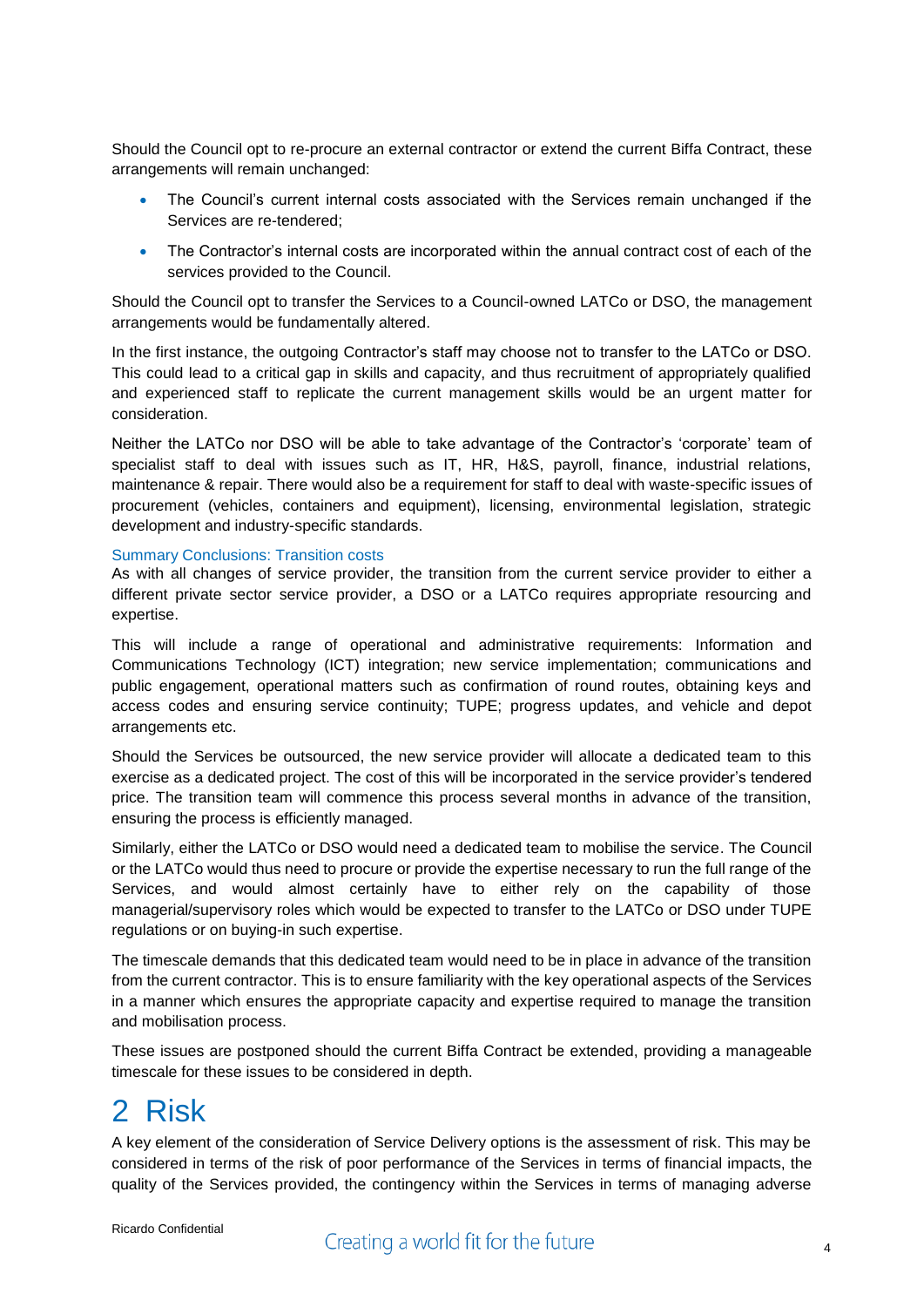Should the Council opt to re-procure an external contractor or extend the current Biffa Contract, these arrangements will remain unchanged:

- The Council's current internal costs associated with the Services remain unchanged if the Services are re-tendered;
- The Contractor's internal costs are incorporated within the annual contract cost of each of the services provided to the Council.

Should the Council opt to transfer the Services to a Council-owned LATCo or DSO, the management arrangements would be fundamentally altered.

In the first instance, the outgoing Contractor's staff may choose not to transfer to the LATCo or DSO. This could lead to a critical gap in skills and capacity, and thus recruitment of appropriately qualified and experienced staff to replicate the current management skills would be an urgent matter for consideration.

Neither the LATCo nor DSO will be able to take advantage of the Contractor's 'corporate' team of specialist staff to deal with issues such as IT, HR, H&S, payroll, finance, industrial relations, maintenance & repair. There would also be a requirement for staff to deal with waste-specific issues of procurement (vehicles, containers and equipment), licensing, environmental legislation, strategic development and industry-specific standards.

### Summary Conclusions: Transition costs

As with all changes of service provider, the transition from the current service provider to either a different private sector service provider, a DSO or a LATCo requires appropriate resourcing and expertise.

This will include a range of operational and administrative requirements: Information and Communications Technology (ICT) integration; new service implementation; communications and public engagement, operational matters such as confirmation of round routes, obtaining keys and access codes and ensuring service continuity; TUPE; progress updates, and vehicle and depot arrangements etc.

Should the Services be outsourced, the new service provider will allocate a dedicated team to this exercise as a dedicated project. The cost of this will be incorporated in the service provider's tendered price. The transition team will commence this process several months in advance of the transition, ensuring the process is efficiently managed.

Similarly, either the LATCo or DSO would need a dedicated team to mobilise the service. The Council or the LATCo would thus need to procure or provide the expertise necessary to run the full range of the Services, and would almost certainly have to either rely on the capability of those managerial/supervisory roles which would be expected to transfer to the LATCo or DSO under TUPE regulations or on buying-in such expertise.

The timescale demands that this dedicated team would need to be in place in advance of the transition from the current contractor. This is to ensure familiarity with the key operational aspects of the Services in a manner which ensures the appropriate capacity and expertise required to manage the transition and mobilisation process.

These issues are postponed should the current Biffa Contract be extended, providing a manageable timescale for these issues to be considered in depth.

# 2 Risk

A key element of the consideration of Service Delivery options is the assessment of risk. This may be considered in terms of the risk of poor performance of the Services in terms of financial impacts, the quality of the Services provided, the contingency within the Services in terms of managing adverse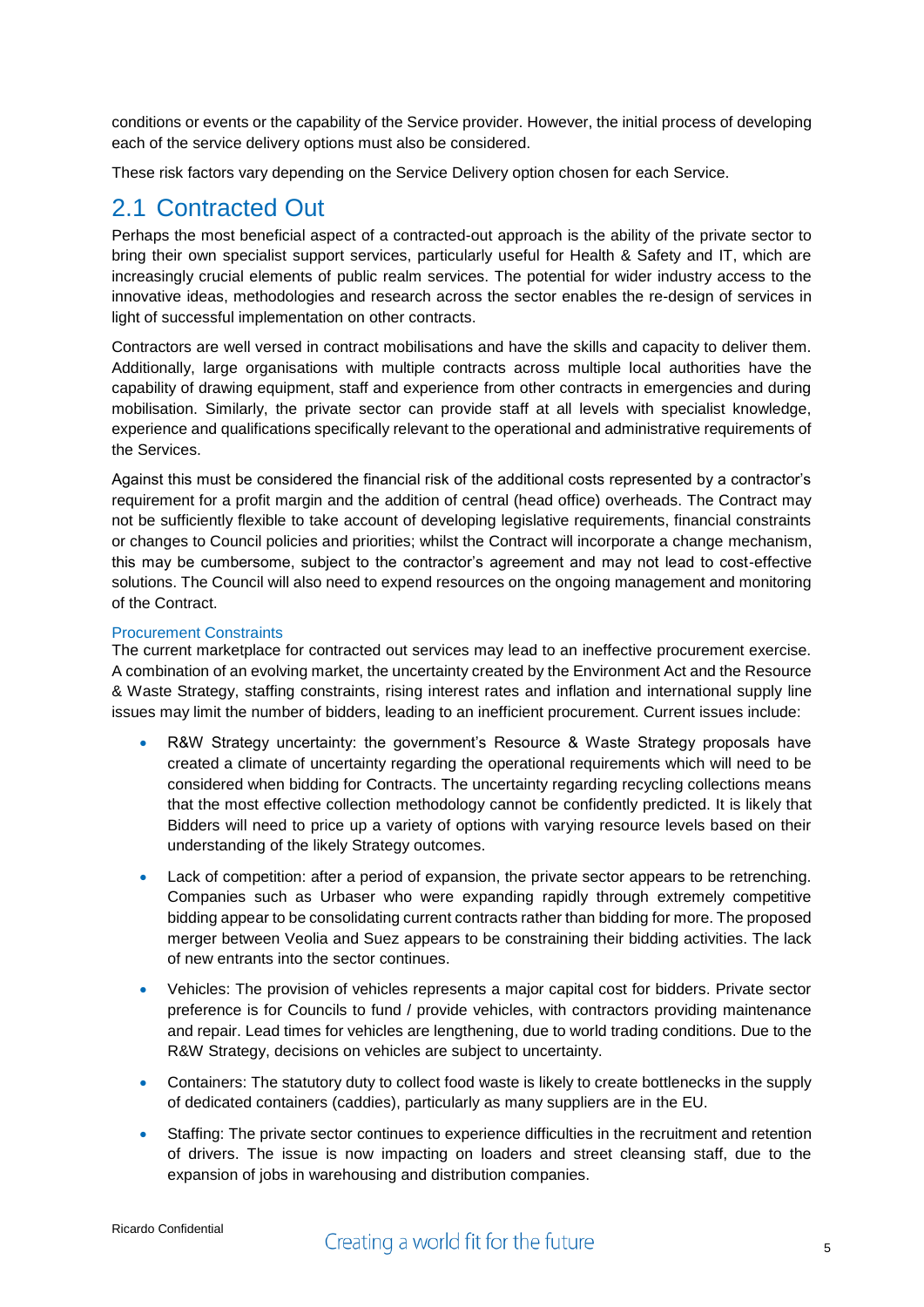conditions or events or the capability of the Service provider. However, the initial process of developing each of the service delivery options must also be considered.

These risk factors vary depending on the Service Delivery option chosen for each Service.

## 2.1 Contracted Out

Perhaps the most beneficial aspect of a contracted-out approach is the ability of the private sector to bring their own specialist support services, particularly useful for Health & Safety and IT, which are increasingly crucial elements of public realm services. The potential for wider industry access to the innovative ideas, methodologies and research across the sector enables the re-design of services in light of successful implementation on other contracts.

Contractors are well versed in contract mobilisations and have the skills and capacity to deliver them. Additionally, large organisations with multiple contracts across multiple local authorities have the capability of drawing equipment, staff and experience from other contracts in emergencies and during mobilisation. Similarly, the private sector can provide staff at all levels with specialist knowledge, experience and qualifications specifically relevant to the operational and administrative requirements of the Services.

Against this must be considered the financial risk of the additional costs represented by a contractor's requirement for a profit margin and the addition of central (head office) overheads. The Contract may not be sufficiently flexible to take account of developing legislative requirements, financial constraints or changes to Council policies and priorities; whilst the Contract will incorporate a change mechanism, this may be cumbersome, subject to the contractor's agreement and may not lead to cost-effective solutions. The Council will also need to expend resources on the ongoing management and monitoring of the Contract.

### Procurement Constraints

The current marketplace for contracted out services may lead to an ineffective procurement exercise. A combination of an evolving market, the uncertainty created by the Environment Act and the Resource & Waste Strategy, staffing constraints, rising interest rates and inflation and international supply line issues may limit the number of bidders, leading to an inefficient procurement. Current issues include:

- R&W Strategy uncertainty: the government's Resource & Waste Strategy proposals have created a climate of uncertainty regarding the operational requirements which will need to be considered when bidding for Contracts. The uncertainty regarding recycling collections means that the most effective collection methodology cannot be confidently predicted. It is likely that Bidders will need to price up a variety of options with varying resource levels based on their understanding of the likely Strategy outcomes.
- Lack of competition: after a period of expansion, the private sector appears to be retrenching. Companies such as Urbaser who were expanding rapidly through extremely competitive bidding appear to be consolidating current contracts rather than bidding for more. The proposed merger between Veolia and Suez appears to be constraining their bidding activities. The lack of new entrants into the sector continues.
- Vehicles: The provision of vehicles represents a major capital cost for bidders. Private sector preference is for Councils to fund / provide vehicles, with contractors providing maintenance and repair. Lead times for vehicles are lengthening, due to world trading conditions. Due to the R&W Strategy, decisions on vehicles are subject to uncertainty.
- Containers: The statutory duty to collect food waste is likely to create bottlenecks in the supply of dedicated containers (caddies), particularly as many suppliers are in the EU.
- Staffing: The private sector continues to experience difficulties in the recruitment and retention of drivers. The issue is now impacting on loaders and street cleansing staff, due to the expansion of jobs in warehousing and distribution companies.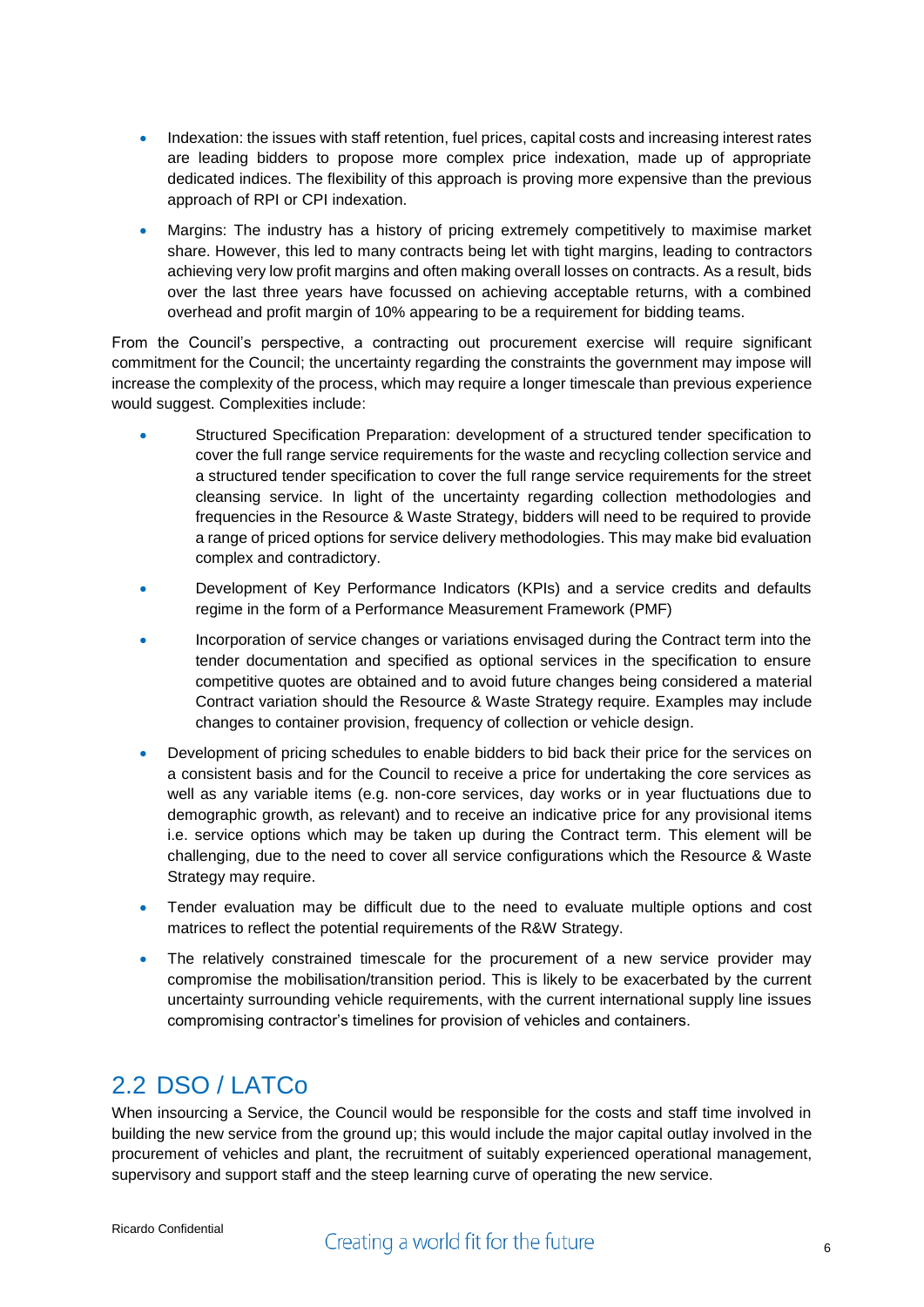- Indexation: the issues with staff retention, fuel prices, capital costs and increasing interest rates are leading bidders to propose more complex price indexation, made up of appropriate dedicated indices. The flexibility of this approach is proving more expensive than the previous approach of RPI or CPI indexation.
- Margins: The industry has a history of pricing extremely competitively to maximise market share. However, this led to many contracts being let with tight margins, leading to contractors achieving very low profit margins and often making overall losses on contracts. As a result, bids over the last three years have focussed on achieving acceptable returns, with a combined overhead and profit margin of 10% appearing to be a requirement for bidding teams.

From the Council's perspective, a contracting out procurement exercise will require significant commitment for the Council; the uncertainty regarding the constraints the government may impose will increase the complexity of the process, which may require a longer timescale than previous experience would suggest. Complexities include:

- Structured Specification Preparation: development of a structured tender specification to cover the full range service requirements for the waste and recycling collection service and a structured tender specification to cover the full range service requirements for the street cleansing service. In light of the uncertainty regarding collection methodologies and frequencies in the Resource & Waste Strategy, bidders will need to be required to provide a range of priced options for service delivery methodologies. This may make bid evaluation complex and contradictory.
- Development of Key Performance Indicators (KPIs) and a service credits and defaults regime in the form of a Performance Measurement Framework (PMF)
- Incorporation of service changes or variations envisaged during the Contract term into the tender documentation and specified as optional services in the specification to ensure competitive quotes are obtained and to avoid future changes being considered a material Contract variation should the Resource & Waste Strategy require. Examples may include changes to container provision, frequency of collection or vehicle design.
- Development of pricing schedules to enable bidders to bid back their price for the services on a consistent basis and for the Council to receive a price for undertaking the core services as well as any variable items (e.g. non-core services, day works or in year fluctuations due to demographic growth, as relevant) and to receive an indicative price for any provisional items i.e. service options which may be taken up during the Contract term. This element will be challenging, due to the need to cover all service configurations which the Resource & Waste Strategy may require.
- Tender evaluation may be difficult due to the need to evaluate multiple options and cost matrices to reflect the potential requirements of the R&W Strategy.
- The relatively constrained timescale for the procurement of a new service provider may compromise the mobilisation/transition period. This is likely to be exacerbated by the current uncertainty surrounding vehicle requirements, with the current international supply line issues compromising contractor's timelines for provision of vehicles and containers.

## 2.2 DSO / LATCo

When insourcing a Service, the Council would be responsible for the costs and staff time involved in building the new service from the ground up; this would include the major capital outlay involved in the procurement of vehicles and plant, the recruitment of suitably experienced operational management, supervisory and support staff and the steep learning curve of operating the new service.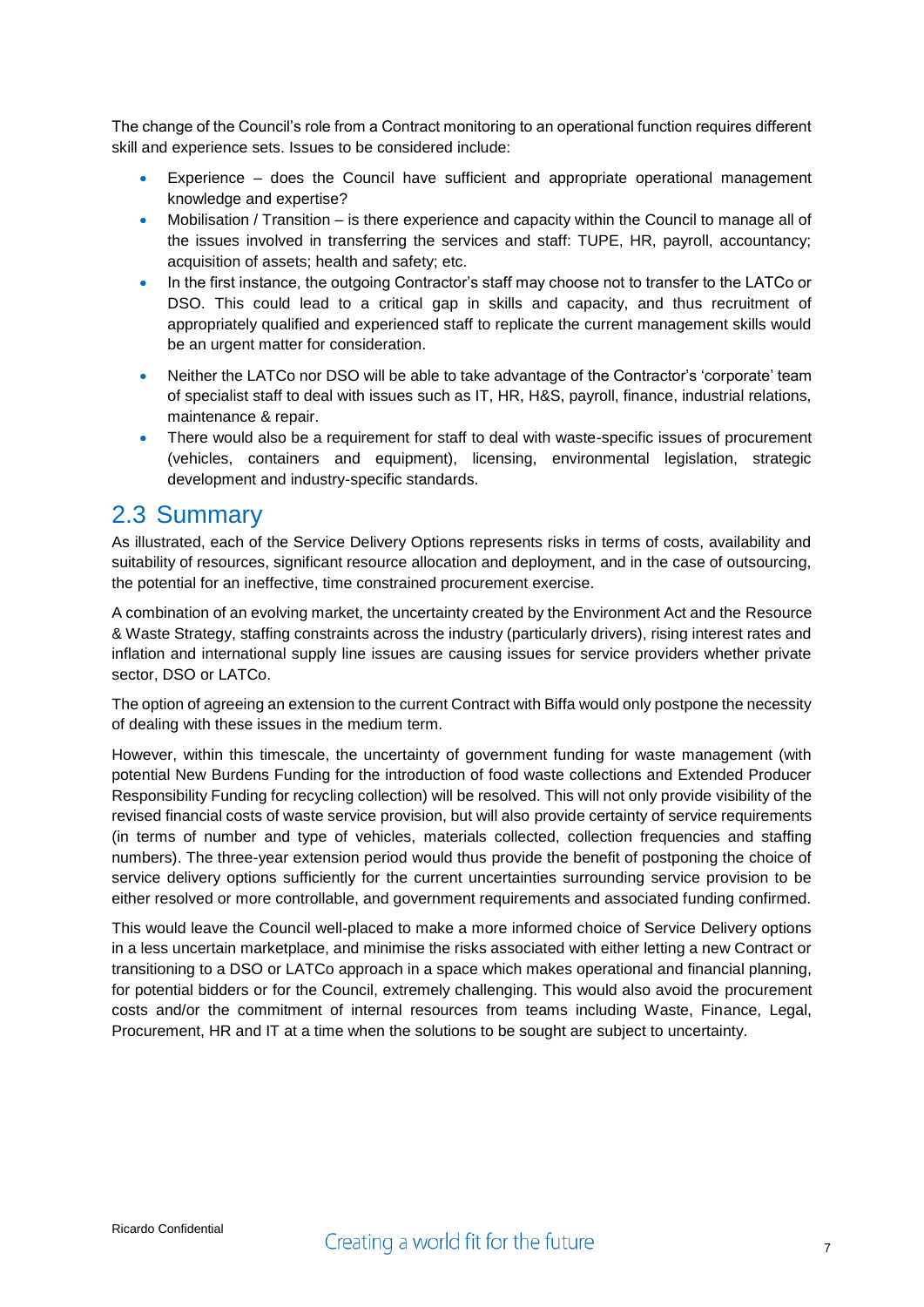The change of the Council's role from a Contract monitoring to an operational function requires different skill and experience sets. Issues to be considered include:

- Experience – does the Council have sufficient and appropriate operational management knowledge and expertise?
- Mobilisation / Transition – is there experience and capacity within the Council to manage all of the issues involved in transferring the services and staff: TUPE, HR, payroll, accountancy; acquisition of assets; health and safety; etc.
- In the first instance, the outgoing Contractor's staff may choose not to transfer to the LATCo or DSO. This could lead to a critical gap in skills and capacity, and thus recruitment of appropriately qualified and experienced staff to replicate the current management skills would be an urgent matter for consideration.
- Neither the LATCo nor DSO will be able to take advantage of the Contractor's 'corporate' team of specialist staff to deal with issues such as IT, HR, H&S, payroll, finance, industrial relations, maintenance & repair.
- There would also be a requirement for staff to deal with waste-specific issues of procurement (vehicles, containers and equipment), licensing, environmental legislation, strategic development and industry-specific standards.

## 2.3 Summary

As illustrated, each of the Service Delivery Options represents risks in terms of costs, availability and suitability of resources, significant resource allocation and deployment, and in the case of outsourcing, the potential for an ineffective, time constrained procurement exercise.

A combination of an evolving market, the uncertainty created by the Environment Act and the Resource & Waste Strategy, staffing constraints across the industry (particularly drivers), rising interest rates and inflation and international supply line issues are causing issues for service providers whether private sector, DSO or LATCo.

The option of agreeing an extension to the current Contract with Biffa would only postpone the necessity of dealing with these issues in the medium term.

However, within this timescale, the uncertainty of government funding for waste management (with potential New Burdens Funding for the introduction of food waste collections and Extended Producer Responsibility Funding for recycling collection) will be resolved. This will not only provide visibility of the revised financial costs of waste service provision, but will also provide certainty of service requirements (in terms of number and type of vehicles, materials collected, collection frequencies and staffing numbers). The three-year extension period would thus provide the benefit of postponing the choice of service delivery options sufficiently for the current uncertainties surrounding service provision to be either resolved or more controllable, and government requirements and associated funding confirmed.

This would leave the Council well-placed to make a more informed choice of Service Delivery options in a less uncertain marketplace, and minimise the risks associated with either letting a new Contract or transitioning to a DSO or LATCo approach in a space which makes operational and financial planning, for potential bidders or for the Council, extremely challenging. This would also avoid the procurement costs and/or the commitment of internal resources from teams including Waste, Finance, Legal, Procurement, HR and IT at a time when the solutions to be sought are subject to uncertainty.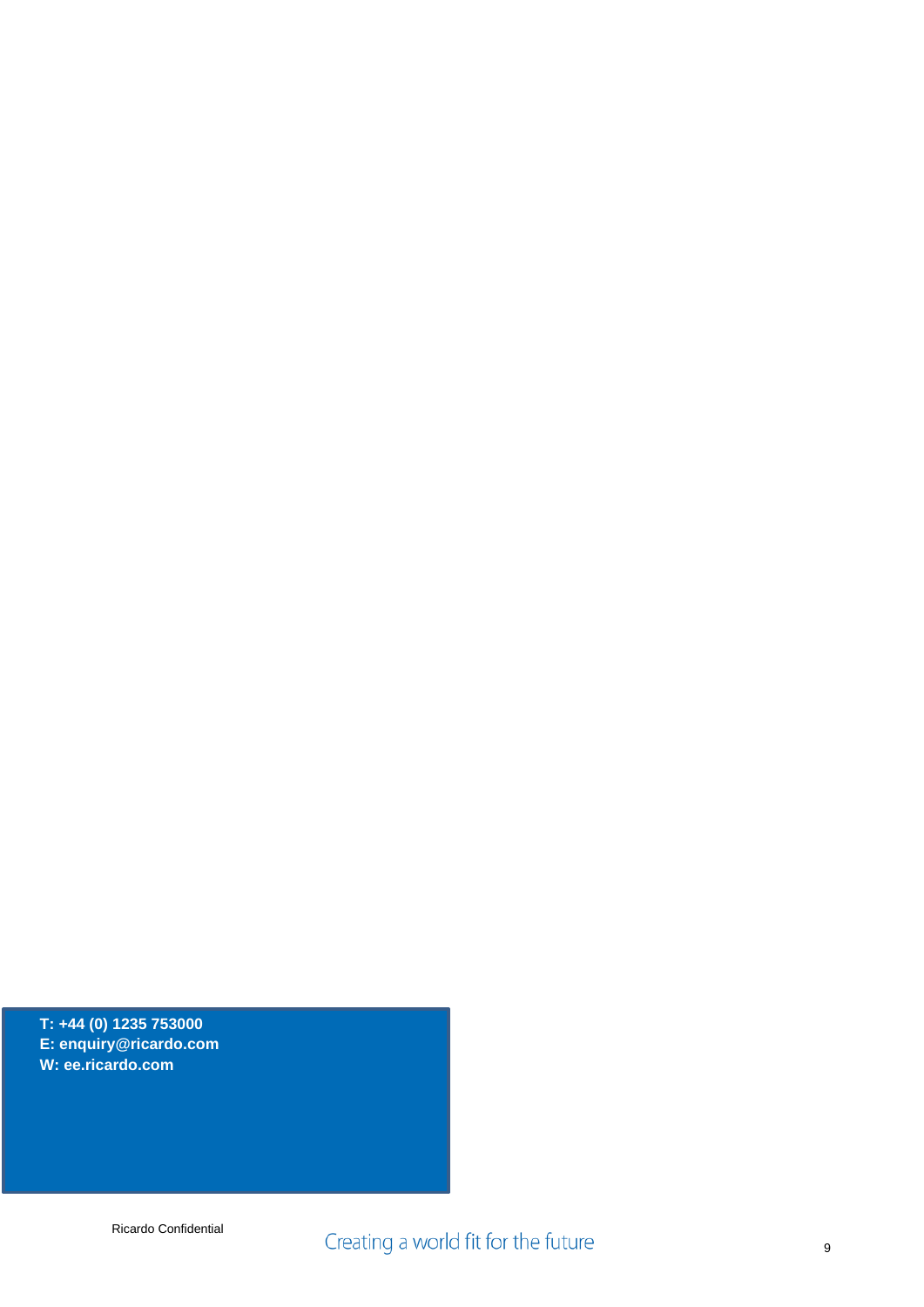**T: +44 (0) 1235 753000**
**E: enquiry@ricardo.com**
**W: ee.ricardo.com**